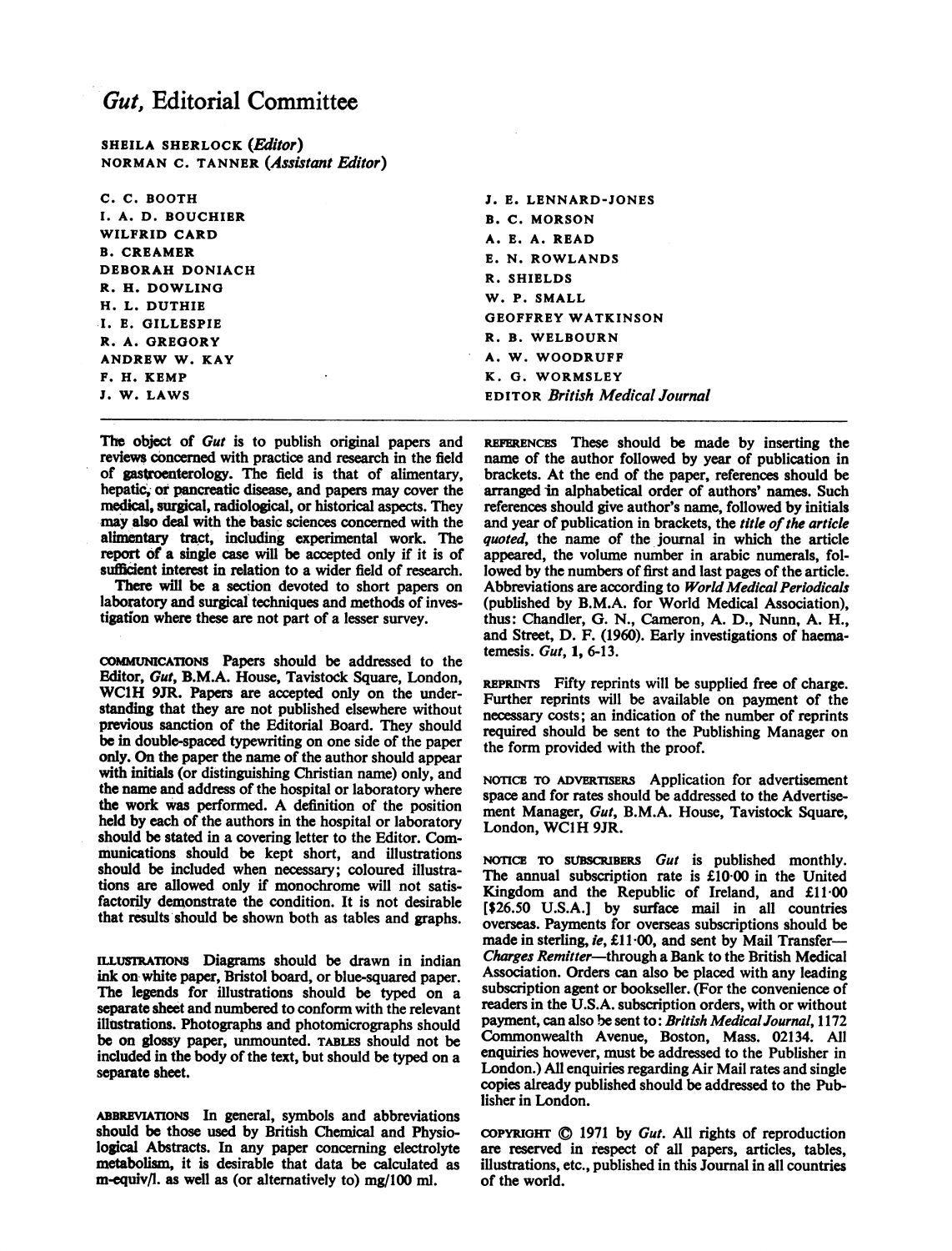# *Gut,* Editorial Committee

SHEILA SHERLOCK (*Editor*)
NORMAN C. TANNER (*Assistant Editor*)

C. C. BOOTH
I. A. D. BOUCHIER
WILFRID CARD
B. CREAMER
DEBORAH DONIACH
R. H. DOWLING
H. L. DUTHIE
I. E. GILLESPIE
R. A. GREGORY
ANDREW W. KAY
F. H. KEMP
J. W. LAWS
J. E. LENNARD-JONES
B. C. MORSON
A. E. A. READ
E. N. ROWLANDS
R. SHIELDS
W. P. SMALL
GEOFFREY WATKINSON
R. B. WELBOURN
A. W. WOODRUFF
K. G. WORMSLEY
EDITOR *British Medical Journal*

---

The object of *Gut* is to publish original papers and reviews concerned with practice and research in the field of gastroenterology. The field is that of alimentary, hepatic, or pancreatic disease, and papers may cover the medical, surgical, radiological, or historical aspects. They may also deal with the basic sciences concerned with the alimentary tract, including experimental work. The report of a single case will be accepted only if it is of sufficient interest in relation to a wider field of research.

There will be a section devoted to short papers on laboratory and surgical techniques and methods of investigation where these are not part of a lesser survey.

COMMUNICATIONS Papers should be addressed to the Editor, *Gut*, B.M.A. House, Tavistock Square, London, WC1H 9JR. Papers are accepted only on the understanding that they are not published elsewhere without previous sanction of the Editorial Board. They should be in double-spaced typewriting on one side of the paper only. On the paper the name of the author should appear with initials (or distinguishing Christian name) only, and the name and address of the hospital or laboratory where the work was performed. A definition of the position held by each of the authors in the hospital or laboratory should be stated in a covering letter to the Editor. Communications should be kept short, and illustrations should be included when necessary; coloured illustrations are allowed only if monochrome will not satisfactorily demonstrate the condition. It is not desirable that results should be shown both as tables and graphs.

ILLUSTRATIONS Diagrams should be drawn in indian ink on white paper, Bristol board, or blue-squared paper. The legends for illustrations should be typed on a separate sheet and numbered to conform with the relevant illustrations. Photographs and photomicrographs should be on glossy paper, unmounted. TABLES should not be included in the body of the text, but should be typed on a separate sheet.

ABBREVIATIONS In general, symbols and abbreviations should be those used by British Chemical and Physiological Abstracts. In any paper concerning electrolyte metabolism, it is desirable that data be calculated as m-equiv/l. as well as (or alternatively to) mg/100 ml.

REFERENCES These should be made by inserting the name of the author followed by year of publication in brackets. At the end of the paper, references should be arranged in alphabetical order of authors' names. Such references should give author's name, followed by initials and year of publication in brackets, the *title of the article quoted*, the name of the journal in which the article appeared, the volume number in arabic numerals, followed by the numbers of first and last pages of the article. Abbreviations are according to *World Medical Periodicals* (published by B.M.A. for World Medical Association), thus: Chandler, G. N., Cameron, A. D., Nunn, A. H., and Street, D. F. (1960). Early investigations of haematemesis. *Gut*, **1**, 6-13.

REPRINTS Fifty reprints will be supplied free of charge. Further reprints will be available on payment of the necessary costs; an indication of the number of reprints required should be sent to the Publishing Manager on the form provided with the proof.

NOTICE TO ADVERTISERS Application for advertisement space and for rates should be addressed to the Advertisement Manager, *Gut*, B.M.A. House, Tavistock Square, London, WC1H 9JR.

NOTICE TO SUBSCRIBERS *Gut* is published monthly. The annual subscription rate is £10·00 in the United Kingdom and the Republic of Ireland, and £11·00 [$26.50 U.S.A.] by surface mail in all countries overseas. Payments for overseas subscriptions should be made in sterling, *ie*, £11·00, and sent by Mail Transfer—*Charges Remitter*—through a Bank to the British Medical Association. Orders can also be placed with any leading subscription agent or bookseller. (For the convenience of readers in the U.S.A. subscription orders, with or without payment, can also be sent to: *British Medical Journal*, 1172 Commonwealth Avenue, Boston, Mass. 02134. All enquiries however, must be addressed to the Publisher in London.) All enquiries regarding Air Mail rates and single copies already published should be addressed to the Publisher in London.

COPYRIGHT © 1971 by *Gut*. All rights of reproduction are reserved in respect of all papers, articles, tables, illustrations, etc., published in this Journal in all countries of the world.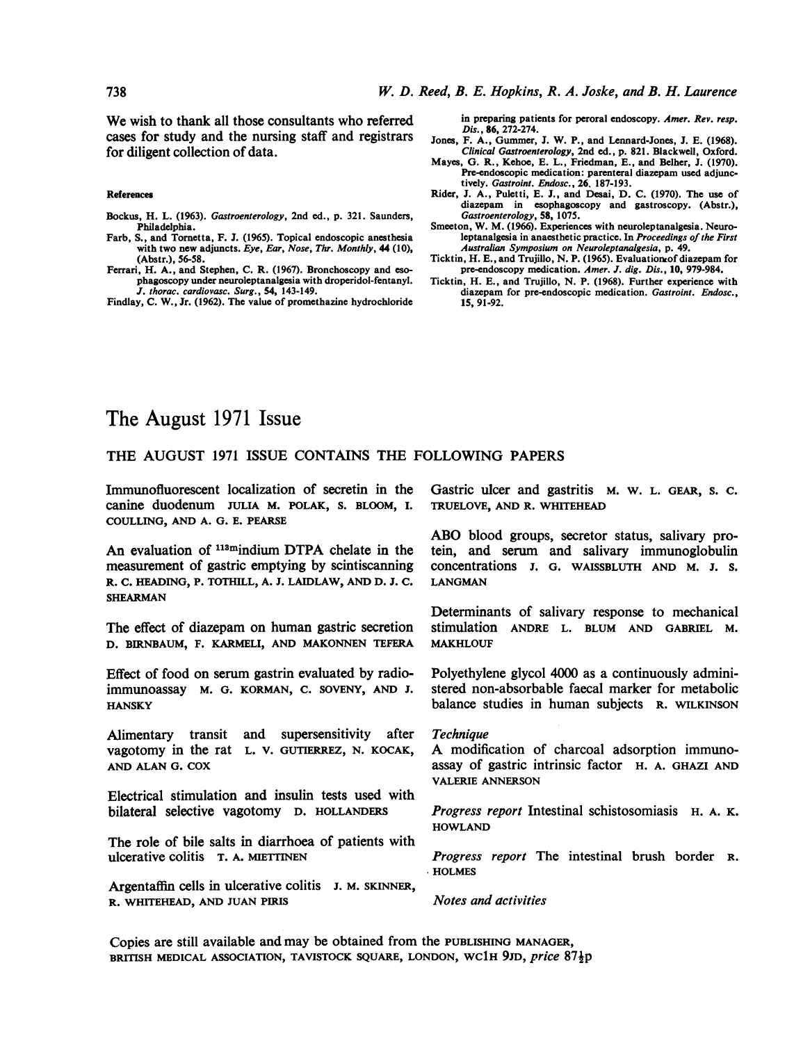We wish to thank all those consultants who referred cases for study and the nursing staff and registrars for diligent collection of data.

#### References

Bockus, H. L. (1963). *Gastroenterology*, 2nd ed., p. 321. Saunders, Philadelphia.

Farb, S., and Tornetta, F. J. (1965). Topical endoscopic anesthesia with two new adjuncts. *Eye, Ear, Nose, Thr. Monthly*, **44** (10), (Abstr.), 56-58.

Ferrari, H. A., and Stephen, C. R. (1967). Bronchoscopy and esophagoscopy under neuroleptanalgesia with droperidol-fentanyl. *J. thorac. cardiovasc. Surg.*, **54**, 143-149.

Findlay, C. W., Jr. (1962). The value of promethazine hydrochloride in preparing patients for peroral endoscopy. *Amer. Rev. resp. Dis.*, **86**, 272-274.

Jones, F. A., Gummer, J. W. P., and Lennard-Jones, J. E. (1968). *Clinical Gastroenterology*, 2nd ed., p. 821. Blackwell, Oxford.

Mayes, G. R., Kehoe, E. L., Friedman, E., and Belher, J. (1970). Pre-endoscopic medication: parenteral diazepam used adjunctively. *Gastroint. Endosc.*, **26**, 187-193.

Rider, J. A., Puletti, E. J., and Desai, D. C. (1970). The use of diazepam in esophagoscopy and gastroscopy. (Abstr.), *Gastroenterology*, **58**, 1075.

Smeeton, W. M. (1966). Experiences with neuroleptanalgesia. Neuroleptanalgesia in anaesthetic practice. In *Proceedings of the First Australian Symposium on Neuroleptanalgesia*, p. 49.

Ticktin, H. E., and Trujillo, N. P. (1965). Evaluation of diazepam for pre-endoscopy medication. *Amer. J. dig. Dis.*, **10**, 979-984.

Ticktin, H. E., and Trujillo, N. P. (1968). Further experience with diazepam for pre-endoscopic medication. *Gastroint. Endosc.*, **15**, 91-92.

# The August 1971 Issue

## THE AUGUST 1971 ISSUE CONTAINS THE FOLLOWING PAPERS

Immunofluorescent localization of secretin in the canine duodenum JULIA M. POLAK, S. BLOOM, I. COULLING, AND A. G. E. PEARSE

An evaluation of $^{113m}$indium DTPA chelate in the measurement of gastric emptying by scintiscanning R. C. HEADING, P. TOTHILL, A. J. LAIDLAW, AND D. J. C. SHEARMAN

The effect of diazepam on human gastric secretion D. BIRNBAUM, F. KARMELI, AND MAKONNEN TEFERA

Effect of food on serum gastrin evaluated by radioimmunoassay M. G. KORMAN, C. SOVENY, AND J. HANSKY

Alimentary transit and supersensitivity after vagotomy in the rat L. V. GUTIERREZ, N. KOCAK, AND ALAN G. COX

Electrical stimulation and insulin tests used with bilateral selective vagotomy D. HOLLANDERS

The role of bile salts in diarrhoea of patients with ulcerative colitis T. A. MIETTINEN

Argentaffin cells in ulcerative colitis J. M. SKINNER, R. WHITEHEAD, AND JUAN PIRIS

Gastric ulcer and gastritis M. W. L. GEAR, S. C. TRUELOVE, AND R. WHITEHEAD

ABO blood groups, secretor status, salivary protein, and serum and salivary immunoglobulin concentrations J. G. WAISSBLUTH AND M. J. S. LANGMAN

Determinants of salivary response to mechanical stimulation ANDRE L. BLUM AND GABRIEL M. MAKHLOUF

Polyethylene glycol 4000 as a continuously administered non-absorbable faecal marker for metabolic balance studies in human subjects R. WILKINSON

*Technique*
A modification of charcoal adsorption immunoassay of gastric intrinsic factor H. A. GHAZI AND VALERIE ANNERSON

*Progress report* Intestinal schistosomiasis H. A. K. HOWLAND

*Progress report* The intestinal brush border R. HOLMES

*Notes and activities*

Copies are still available and may be obtained from the PUBLISHING MANAGER, BRITISH MEDICAL ASSOCIATION, TAVISTOCK SQUARE, LONDON, WC1H 9JD, *price* 87½p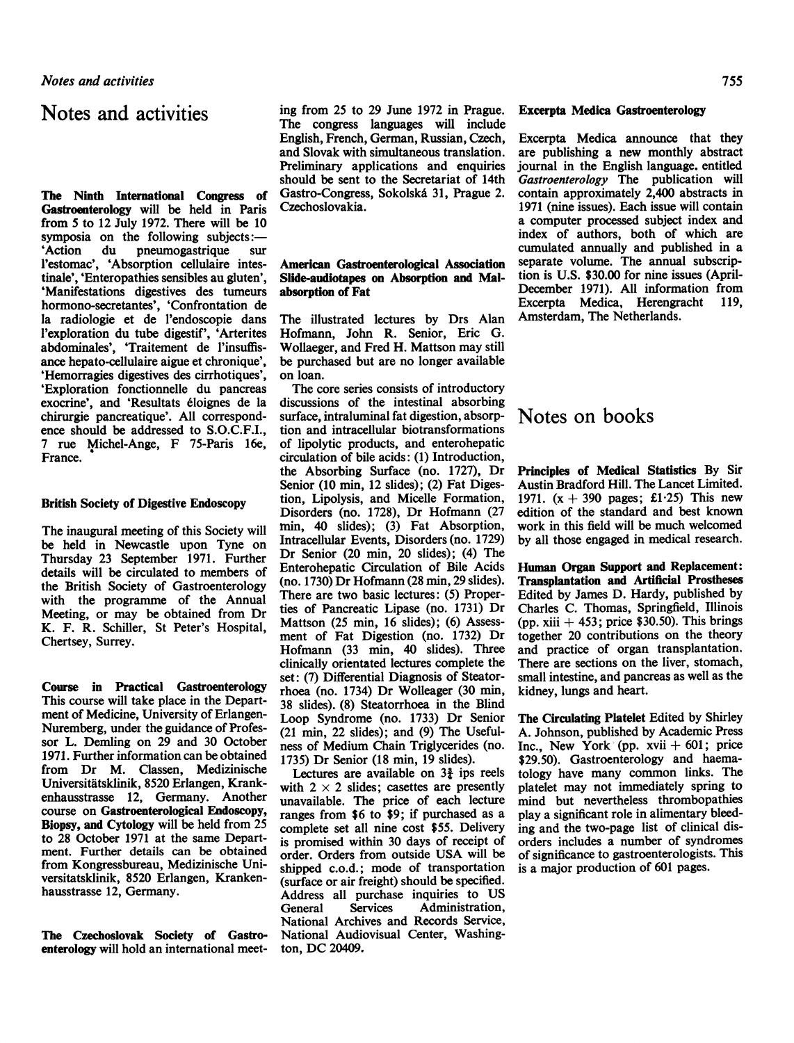# Notes and activities

**The Ninth International Congress of Gastroenterology** will be held in Paris from 5 to 12 July 1972. There will be 10 symposia on the following subjects:— 'Action du pneumogastrique sur l'estomac', 'Absorption cellulaire intestinale', 'Enteropathies sensibles au gluten', 'Manifestations digestives des tumeurs hormono-secretantes', 'Confrontation de la radiologie et de l'endoscopie dans l'exploration du tube digestif', 'Arterites abdominales', 'Traitement de l'insuffisance hepato-cellulaire aigue et chronique', 'Hemorragies digestives des cirrhotiques', 'Exploration fonctionnelle du pancreas exocrine', and 'Resultats éloignes de la chirurgie pancreatique'. All correspondence should be addressed to S.O.C.F.I., 7 rue Michel-Ange, F 75-Paris 16e, France.

### British Society of Digestive Endoscopy

The inaugural meeting of this Society will be held in Newcastle upon Tyne on Thursday 23 September 1971. Further details will be circulated to members of the British Society of Gastroenterology with the programme of the Annual Meeting, or may be obtained from Dr K. F. R. Schiller, St Peter's Hospital, Chertsey, Surrey.

**Course in Practical Gastroenterology** This course will take place in the Department of Medicine, University of Erlangen-Nuremberg, under the guidance of Professor L. Demling on 29 and 30 October 1971. Further information can be obtained from Dr M. Classen, Medizinische Universitätsklinik, 8520 Erlangen, Krankenhausstrasse 12, Germany. Another course on **Gastroenterological Endoscopy, Biopsy, and Cytology** will be held from 25 to 28 October 1971 at the same Department. Further details can be obtained from Kongressbureau, Medizinische Universitatsklinik, 8520 Erlangen, Krankenhausstrasse 12, Germany.

**The Czechoslovak Society of Gastroenterology** will hold an international meeting from 25 to 29 June 1972 in Prague. The congress languages will include English, French, German, Russian, Czech, and Slovak with simultaneous translation. Preliminary applications and enquiries should be sent to the Secretariat of 14th Gastro-Congress, Sokolská 31, Prague 2. Czechoslovakia.

### American Gastroenterological Association Slide-audiotapes on Absorption and Malabsorption of Fat

The illustrated lectures by Drs Alan Hofmann, John R. Senior, Eric G. Wollaeger, and Fred H. Mattson may still be purchased but are no longer available on loan.

The core series consists of introductory discussions of the intestinal absorbing surface, intraluminal fat digestion, absorption and intracellular biotransformations of lipolytic products, and enterohepatic circulation of bile acids: (1) Introduction, the Absorbing Surface (no. 1727), Dr Senior (10 min, 12 slides); (2) Fat Digestion, Lipolysis, and Micelle Formation, Disorders (no. 1728), Dr Hofmann (27 min, 40 slides); (3) Fat Absorption, Intracellular Events, Disorders (no. 1729) Dr Senior (20 min, 20 slides); (4) The Enterohepatic Circulation of Bile Acids (no. 1730) Dr Hofmann (28 min, 29 slides). There are two basic lectures: (5) Properties of Pancreatic Lipase (no. 1731) Dr Mattson (25 min, 16 slides); (6) Assessment of Fat Digestion (no. 1732) Dr Hofmann (33 min, 40 slides). Three clinically orientated lectures complete the set: (7) Differential Diagnosis of Steatorrhoea (no. 1734) Dr Wolleager (30 min, 38 slides). (8) Steatorrhoea in the Blind Loop Syndrome (no. 1733) Dr Senior (21 min, 22 slides); and (9) The Usefulness of Medium Chain Triglycerides (no. 1735) Dr Senior (18 min, 19 slides).

Lectures are available on $3\frac{3}{4}$ ips reels with $2 \times 2$ slides; casettes are presently unavailable. The price of each lecture ranges from \$6 to \$9; if purchased as a complete set all nine cost \$55. Delivery is promised within 30 days of receipt of order. Orders from outside USA will be shipped c.o.d.; mode of transportation (surface or air freight) should be specified. Address all purchase inquiries to US General Services Administration, National Archives and Records Service, National Audiovisual Center, Washington, DC 20409.

### Excerpta Medica Gastroenterology

Excerpta Medica announce that they are publishing a new monthly abstract journal in the English language. entitled *Gastroenterology* The publication will contain approximately 2,400 abstracts in 1971 (nine issues). Each issue will contain a computer processed subject index and index of authors, both of which are cumulated annually and published in a separate volume. The annual subscription is U.S. \$30.00 for nine issues (April-December 1971). All information from Excerpta Medica, Herengracht 119, Amsterdam, The Netherlands.

# Notes on books

**Principles of Medical Statistics** By Sir Austin Bradford Hill. The Lancet Limited. 1971. (x + 390 pages; £1·25) This new edition of the standard and best known work in this field will be much welcomed by all those engaged in medical research.

**Human Organ Support and Replacement: Transplantation and Artificial Prostheses** Edited by James D. Hardy, published by Charles C. Thomas, Springfield, Illinois (pp. xiii + 453; price \$30.50). This brings together 20 contributions on the theory and practice of organ transplantation. There are sections on the liver, stomach, small intestine, and pancreas as well as the kidney, lungs and heart.

**The Circulating Platelet** Edited by Shirley A. Johnson, published by Academic Press Inc., New York (pp. xvii + 601; price \$29.50). Gastroenterology and haematology have many common links. The platelet may not immediately spring to mind but nevertheless thrombopathies play a significant role in alimentary bleeding and the two-page list of clinical disorders includes a number of syndromes of significance to gastroenterologists. This is a major production of 601 pages.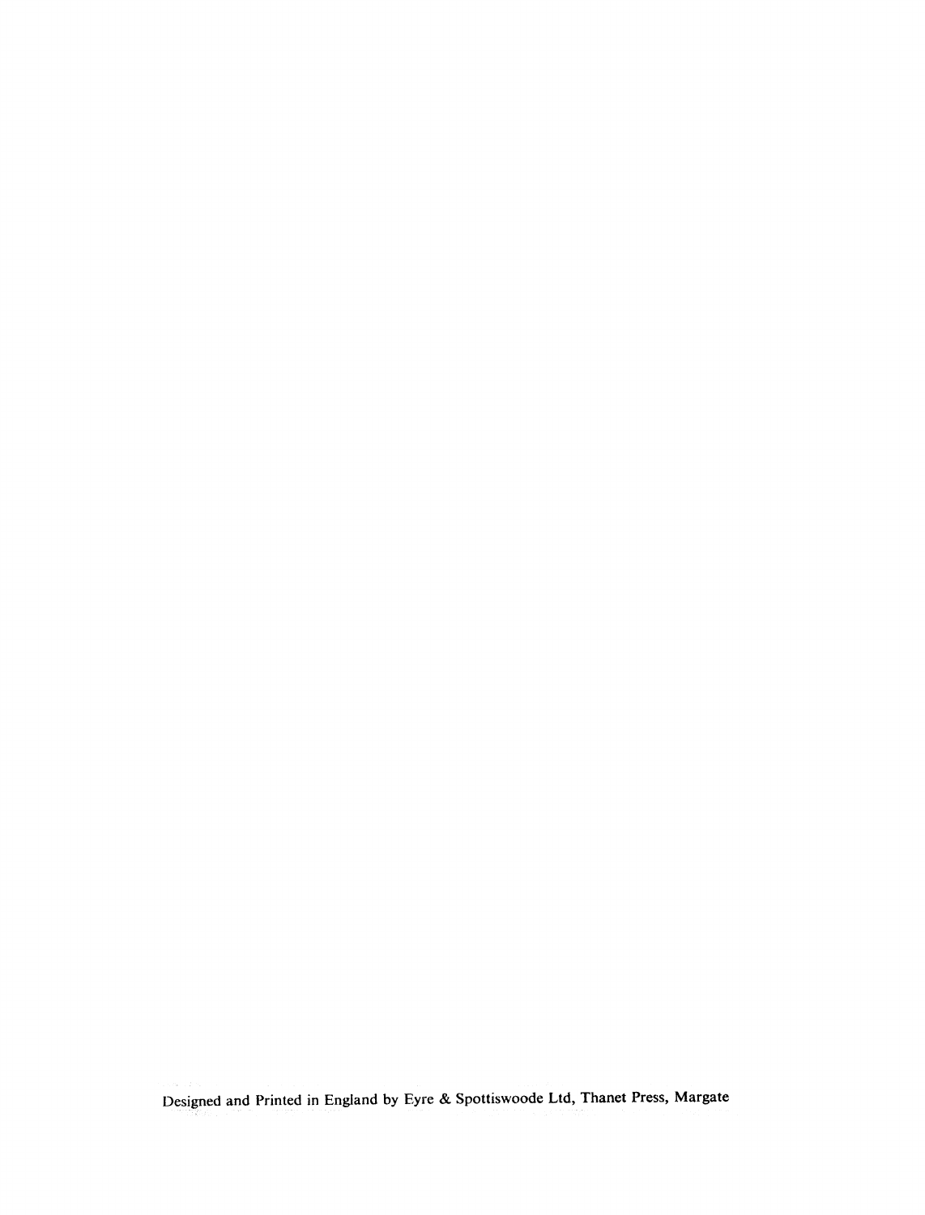Designed and Printed in England by Eyre & Spottiswoode Ltd, Thanet Press, Margate